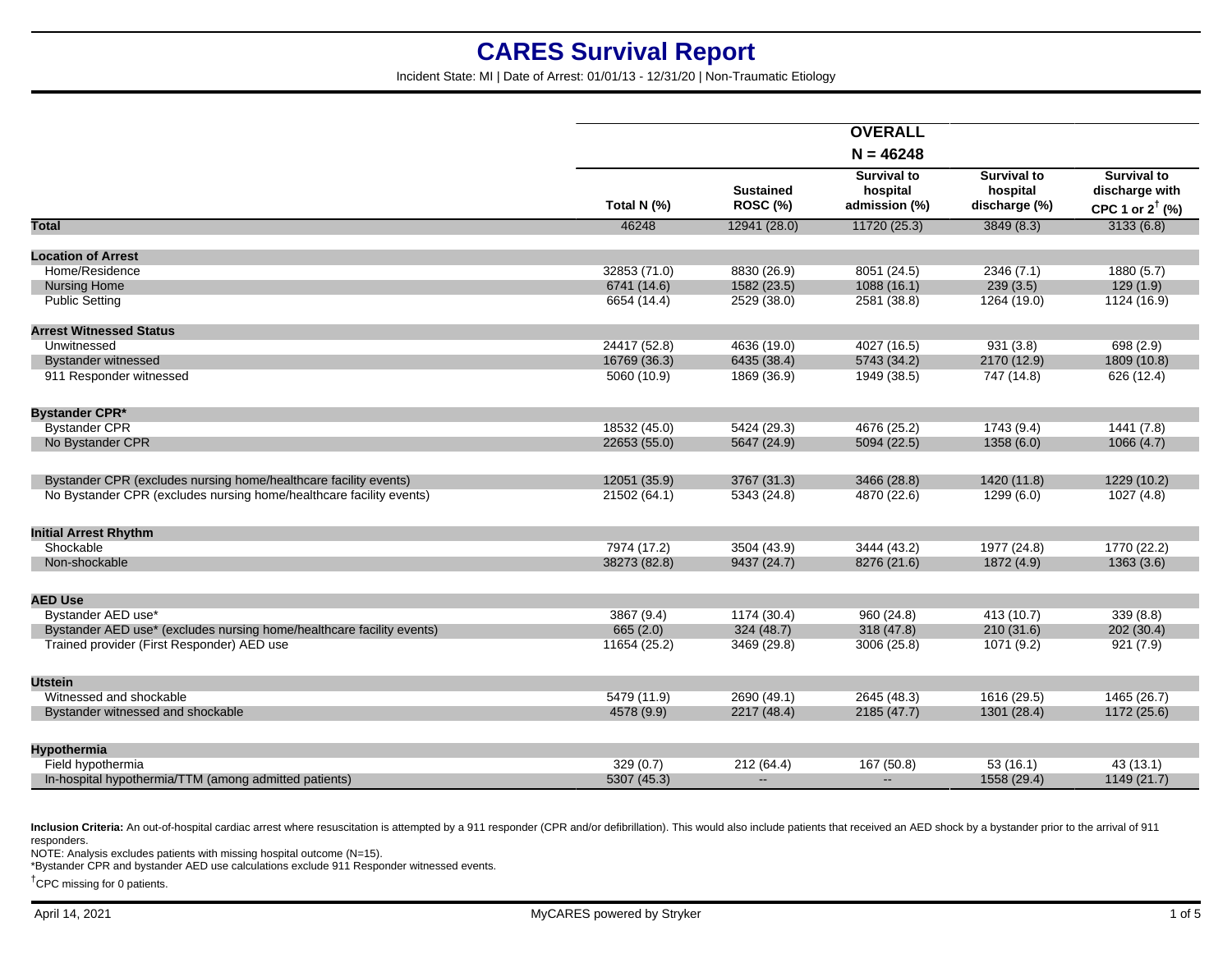# CARES Survival Report

Incident State: MI | Date of Arrest: 01/01/13 - 12/31/20 | Non-Traumatic Etiology

| | OVERALL N = 46248 | | | | |
|---|---|---|---|---|---|
| | Total N (%) | Sustained ROSC (%) | Survival to hospital admission (%) | Survival to hospital discharge (%) | Survival to discharge with CPC 1 or 2† (%) |
| **Total** | 46248 | 12941 (28.0) | 11720 (25.3) | 3849 (8.3) | 3133 (6.8) |
| **Location of Arrest** | | | | | |
| Home/Residence | 32853 (71.0) | 8830 (26.9) | 8051 (24.5) | 2346 (7.1) | 1880 (5.7) |
| Nursing Home | 6741 (14.6) | 1582 (23.5) | 1088 (16.1) | 239 (3.5) | 129 (1.9) |
| Public Setting | 6654 (14.4) | 2529 (38.0) | 2581 (38.8) | 1264 (19.0) | 1124 (16.9) |
| **Arrest Witnessed Status** | | | | | |
| Unwitnessed | 24417 (52.8) | 4636 (19.0) | 4027 (16.5) | 931 (3.8) | 698 (2.9) |
| Bystander witnessed | 16769 (36.3) | 6435 (38.4) | 5743 (34.2) | 2170 (12.9) | 1809 (10.8) |
| 911 Responder witnessed | 5060 (10.9) | 1869 (36.9) | 1949 (38.5) | 747 (14.8) | 626 (12.4) |
| **Bystander CPR*** | | | | | |
| Bystander CPR | 18532 (45.0) | 5424 (29.3) | 4676 (25.2) | 1743 (9.4) | 1441 (7.8) |
| No Bystander CPR | 22653 (55.0) | 5647 (24.9) | 5094 (22.5) | 1358 (6.0) | 1066 (4.7) |
| Bystander CPR (excludes nursing home/healthcare facility events) | 12051 (35.9) | 3767 (31.3) | 3466 (28.8) | 1420 (11.8) | 1229 (10.2) |
| No Bystander CPR (excludes nursing home/healthcare facility events) | 21502 (64.1) | 5343 (24.8) | 4870 (22.6) | 1299 (6.0) | 1027 (4.8) |
| **Initial Arrest Rhythm** | | | | | |
| Shockable | 7974 (17.2) | 3504 (43.9) | 3444 (43.2) | 1977 (24.8) | 1770 (22.2) |
| Non-shockable | 38273 (82.8) | 9437 (24.7) | 8276 (21.6) | 1872 (4.9) | 1363 (3.6) |
| **AED Use** | | | | | |
| Bystander AED use* | 3867 (9.4) | 1174 (30.4) | 960 (24.8) | 413 (10.7) | 339 (8.8) |
| Bystander AED use* (excludes nursing home/healthcare facility events) | 665 (2.0) | 324 (48.7) | 318 (47.8) | 210 (31.6) | 202 (30.4) |
| Trained provider (First Responder) AED use | 11654 (25.2) | 3469 (29.8) | 3006 (25.8) | 1071 (9.2) | 921 (7.9) |
| **Utstein** | | | | | |
| Witnessed and shockable | 5479 (11.9) | 2690 (49.1) | 2645 (48.3) | 1616 (29.5) | 1465 (26.7) |
| Bystander witnessed and shockable | 4578 (9.9) | 2217 (48.4) | 2185 (47.7) | 1301 (28.4) | 1172 (25.6) |
| **Hypothermia** | | | | | |
| Field hypothermia | 329 (0.7) | 212 (64.4) | 167 (50.8) | 53 (16.1) | 43 (13.1) |
| In-hospital hypothermia/TTM (among admitted patients) | 5307 (45.3) | -- | -- | 1558 (29.4) | 1149 (21.7) |

**Inclusion Criteria:** An out-of-hospital cardiac arrest where resuscitation is attempted by a 911 responder (CPR and/or defibrillation). This would also include patients that received an AED shock by a bystander prior to the arrival of 911 responders.

NOTE: Analysis excludes patients with missing hospital outcome (N=15).

*Bystander CPR and bystander AED use calculations exclude 911 Responder witnessed events.

†CPC missing for 0 patients.

April 14, 2021 | MyCARES powered by Stryker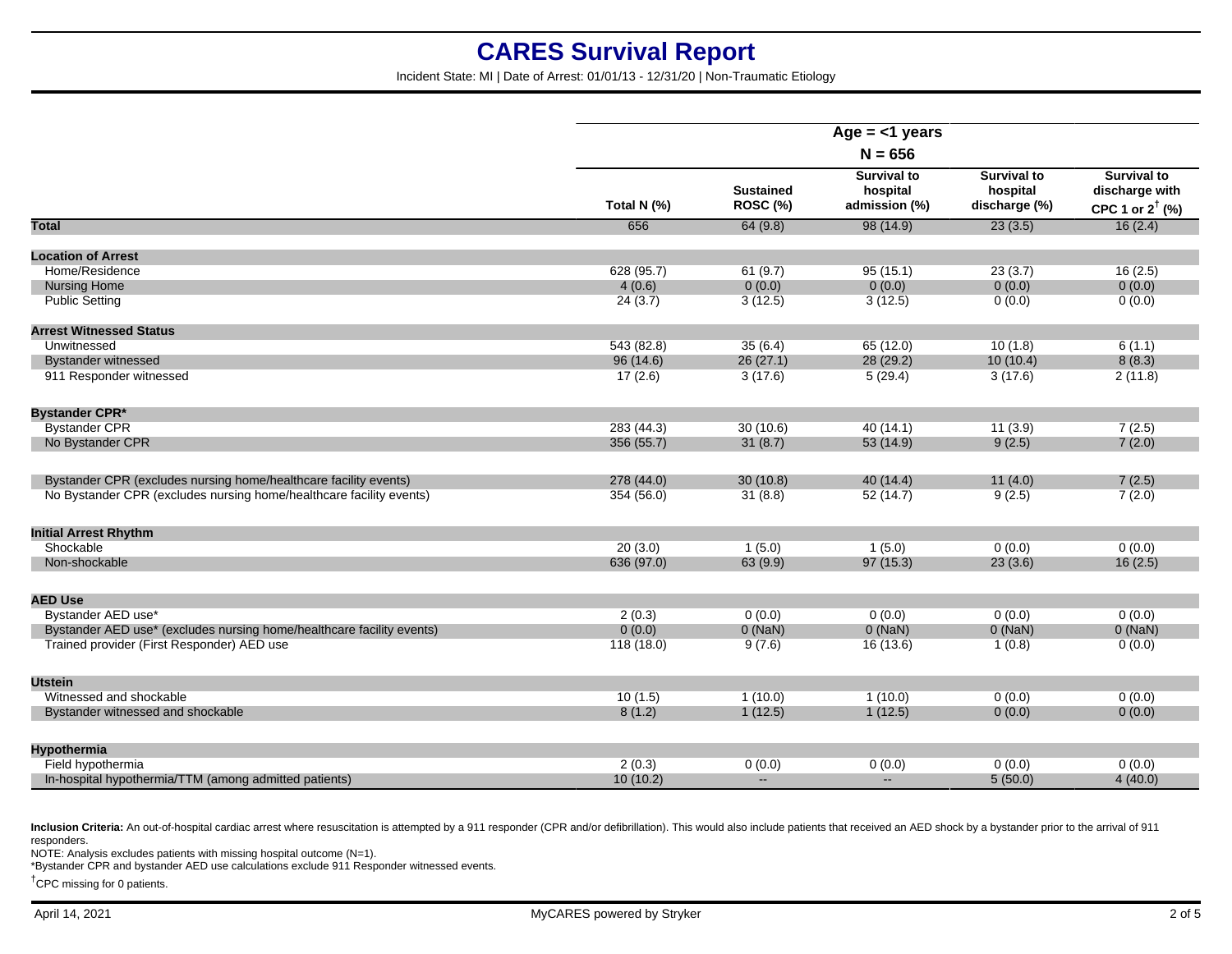# CARES Survival Report

Incident State: MI | Date of Arrest: 01/01/13 - 12/31/20 | Non-Traumatic Etiology

| | Age = <1 years N = 656 | | | | |
|---|---|---|---|---|---|
| | Total N (%) | Sustained ROSC (%) | Survival to hospital admission (%) | Survival to hospital discharge (%) | Survival to discharge with CPC 1 or 2† (%) |
| **Total** | 656 | 64 (9.8) | 98 (14.9) | 23 (3.5) | 16 (2.4) |
| **Location of Arrest** | | | | | |
| Home/Residence | 628 (95.7) | 61 (9.7) | 95 (15.1) | 23 (3.7) | 16 (2.5) |
| Nursing Home | 4 (0.6) | 0 (0.0) | 0 (0.0) | 0 (0.0) | 0 (0.0) |
| Public Setting | 24 (3.7) | 3 (12.5) | 3 (12.5) | 0 (0.0) | 0 (0.0) |
| **Arrest Witnessed Status** | | | | | |
| Unwitnessed | 543 (82.8) | 35 (6.4) | 65 (12.0) | 10 (1.8) | 6 (1.1) |
| Bystander witnessed | 96 (14.6) | 26 (27.1) | 28 (29.2) | 10 (10.4) | 8 (8.3) |
| 911 Responder witnessed | 17 (2.6) | 3 (17.6) | 5 (29.4) | 3 (17.6) | 2 (11.8) |
| **Bystander CPR*** | | | | | |
| Bystander CPR | 283 (44.3) | 30 (10.6) | 40 (14.1) | 11 (3.9) | 7 (2.5) |
| No Bystander CPR | 356 (55.7) | 31 (8.7) | 53 (14.9) | 9 (2.5) | 7 (2.0) |
| Bystander CPR (excludes nursing home/healthcare facility events) | 278 (44.0) | 30 (10.8) | 40 (14.4) | 11 (4.0) | 7 (2.5) |
| No Bystander CPR (excludes nursing home/healthcare facility events) | 354 (56.0) | 31 (8.8) | 52 (14.7) | 9 (2.5) | 7 (2.0) |
| **Initial Arrest Rhythm** | | | | | |
| Shockable | 20 (3.0) | 1 (5.0) | 1 (5.0) | 0 (0.0) | 0 (0.0) |
| Non-shockable | 636 (97.0) | 63 (9.9) | 97 (15.3) | 23 (3.6) | 16 (2.5) |
| **AED Use** | | | | | |
| Bystander AED use* | 2 (0.3) | 0 (0.0) | 0 (0.0) | 0 (0.0) | 0 (0.0) |
| Bystander AED use* (excludes nursing home/healthcare facility events) | 0 (0.0) | 0 (NaN) | 0 (NaN) | 0 (NaN) | 0 (NaN) |
| Trained provider (First Responder) AED use | 118 (18.0) | 9 (7.6) | 16 (13.6) | 1 (0.8) | 0 (0.0) |
| **Utstein** | | | | | |
| Witnessed and shockable | 10 (1.5) | 1 (10.0) | 1 (10.0) | 0 (0.0) | 0 (0.0) |
| Bystander witnessed and shockable | 8 (1.2) | 1 (12.5) | 1 (12.5) | 0 (0.0) | 0 (0.0) |
| **Hypothermia** | | | | | |
| Field hypothermia | 2 (0.3) | 0 (0.0) | 0 (0.0) | 0 (0.0) | 0 (0.0) |
| In-hospital hypothermia/TTM (among admitted patients) | 10 (10.2) | -- | -- | 5 (50.0) | 4 (40.0) |

**Inclusion Criteria:** An out-of-hospital cardiac arrest where resuscitation is attempted by a 911 responder (CPR and/or defibrillation). This would also include patients that received an AED shock by a bystander prior to the arrival of 911 responders.

NOTE: Analysis excludes patients with missing hospital outcome (N=1).

*Bystander CPR and bystander AED use calculations exclude 911 Responder witnessed events.

†CPC missing for 0 patients.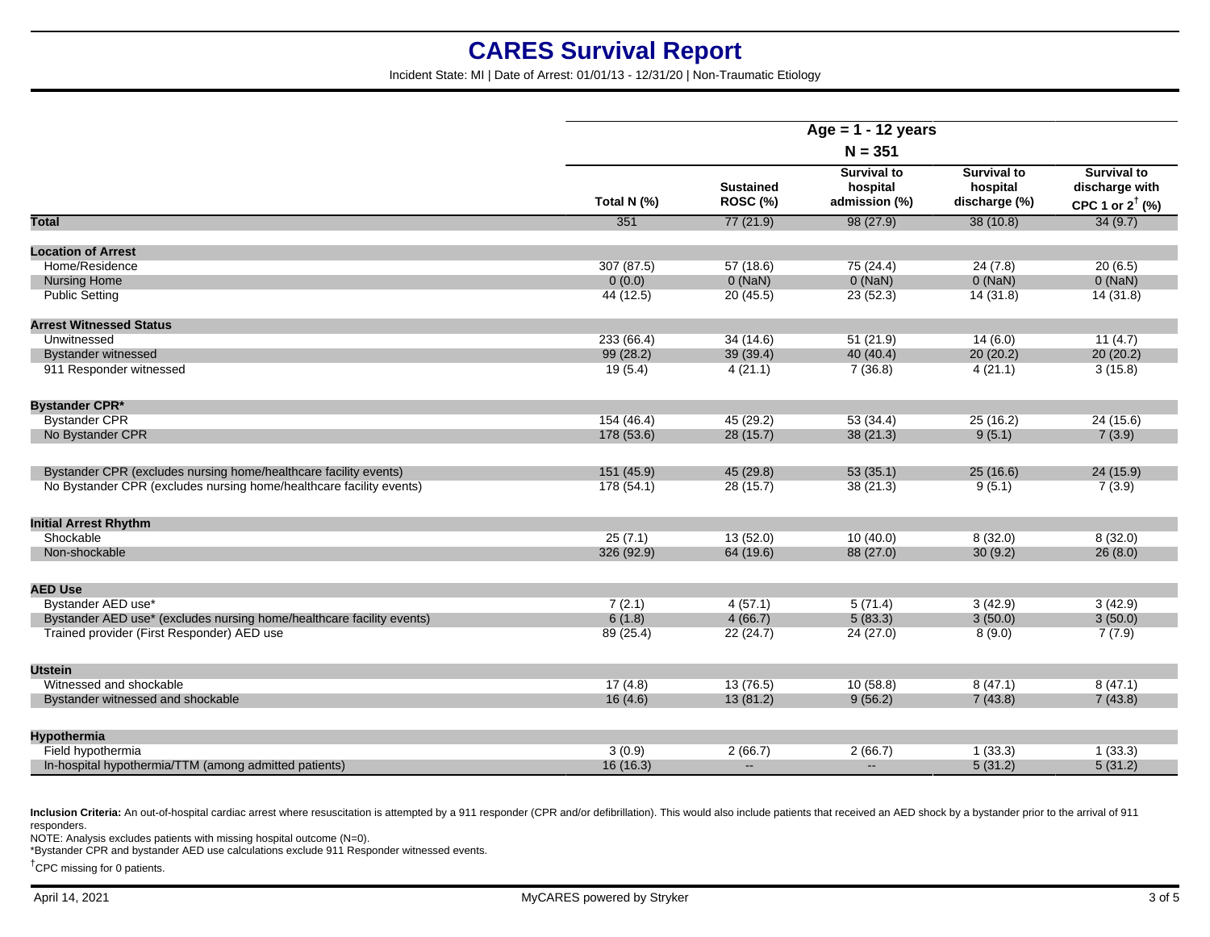# CARES Survival Report

Incident State: MI | Date of Arrest: 01/01/13 - 12/31/20 | Non-Traumatic Etiology

| | Age = 1 - 12 years N = 351 | | | | |
|---|---|---|---|---|---|
| | Total N (%) | Sustained ROSC (%) | Survival to hospital admission (%) | Survival to hospital discharge (%) | Survival to discharge with CPC 1 or 2† (%) |
| **Total** | 351 | 77 (21.9) | 98 (27.9) | 38 (10.8) | 34 (9.7) |
| **Location of Arrest** | | | | | |
| Home/Residence | 307 (87.5) | 57 (18.6) | 75 (24.4) | 24 (7.8) | 20 (6.5) |
| Nursing Home | 0 (0.0) | 0 (NaN) | 0 (NaN) | 0 (NaN) | 0 (NaN) |
| Public Setting | 44 (12.5) | 20 (45.5) | 23 (52.3) | 14 (31.8) | 14 (31.8) |
| **Arrest Witnessed Status** | | | | | |
| Unwitnessed | 233 (66.4) | 34 (14.6) | 51 (21.9) | 14 (6.0) | 11 (4.7) |
| Bystander witnessed | 99 (28.2) | 39 (39.4) | 40 (40.4) | 20 (20.2) | 20 (20.2) |
| 911 Responder witnessed | 19 (5.4) | 4 (21.1) | 7 (36.8) | 4 (21.1) | 3 (15.8) |
| **Bystander CPR*** | | | | | |
| Bystander CPR | 154 (46.4) | 45 (29.2) | 53 (34.4) | 25 (16.2) | 24 (15.6) |
| No Bystander CPR | 178 (53.6) | 28 (15.7) | 38 (21.3) | 9 (5.1) | 7 (3.9) |
| Bystander CPR (excludes nursing home/healthcare facility events) | 151 (45.9) | 45 (29.8) | 53 (35.1) | 25 (16.6) | 24 (15.9) |
| No Bystander CPR (excludes nursing home/healthcare facility events) | 178 (54.1) | 28 (15.7) | 38 (21.3) | 9 (5.1) | 7 (3.9) |
| **Initial Arrest Rhythm** | | | | | |
| Shockable | 25 (7.1) | 13 (52.0) | 10 (40.0) | 8 (32.0) | 8 (32.0) |
| Non-shockable | 326 (92.9) | 64 (19.6) | 88 (27.0) | 30 (9.2) | 26 (8.0) |
| **AED Use** | | | | | |
| Bystander AED use* | 7 (2.1) | 4 (57.1) | 5 (71.4) | 3 (42.9) | 3 (42.9) |
| Bystander AED use* (excludes nursing home/healthcare facility events) | 6 (1.8) | 4 (66.7) | 5 (83.3) | 3 (50.0) | 3 (50.0) |
| Trained provider (First Responder) AED use | 89 (25.4) | 22 (24.7) | 24 (27.0) | 8 (9.0) | 7 (7.9) |
| **Utstein** | | | | | |
| Witnessed and shockable | 17 (4.8) | 13 (76.5) | 10 (58.8) | 8 (47.1) | 8 (47.1) |
| Bystander witnessed and shockable | 16 (4.6) | 13 (81.2) | 9 (56.2) | 7 (43.8) | 7 (43.8) |
| **Hypothermia** | | | | | |
| Field hypothermia | 3 (0.9) | 2 (66.7) | 2 (66.7) | 1 (33.3) | 1 (33.3) |
| In-hospital hypothermia/TTM (among admitted patients) | 16 (16.3) | -- | -- | 5 (31.2) | 5 (31.2) |

**Inclusion Criteria:** An out-of-hospital cardiac arrest where resuscitation is attempted by a 911 responder (CPR and/or defibrillation). This would also include patients that received an AED shock by a bystander prior to the arrival of 911 responders.

NOTE: Analysis excludes patients with missing hospital outcome (N=0).

*Bystander CPR and bystander AED use calculations exclude 911 Responder witnessed events.

†CPC missing for 0 patients.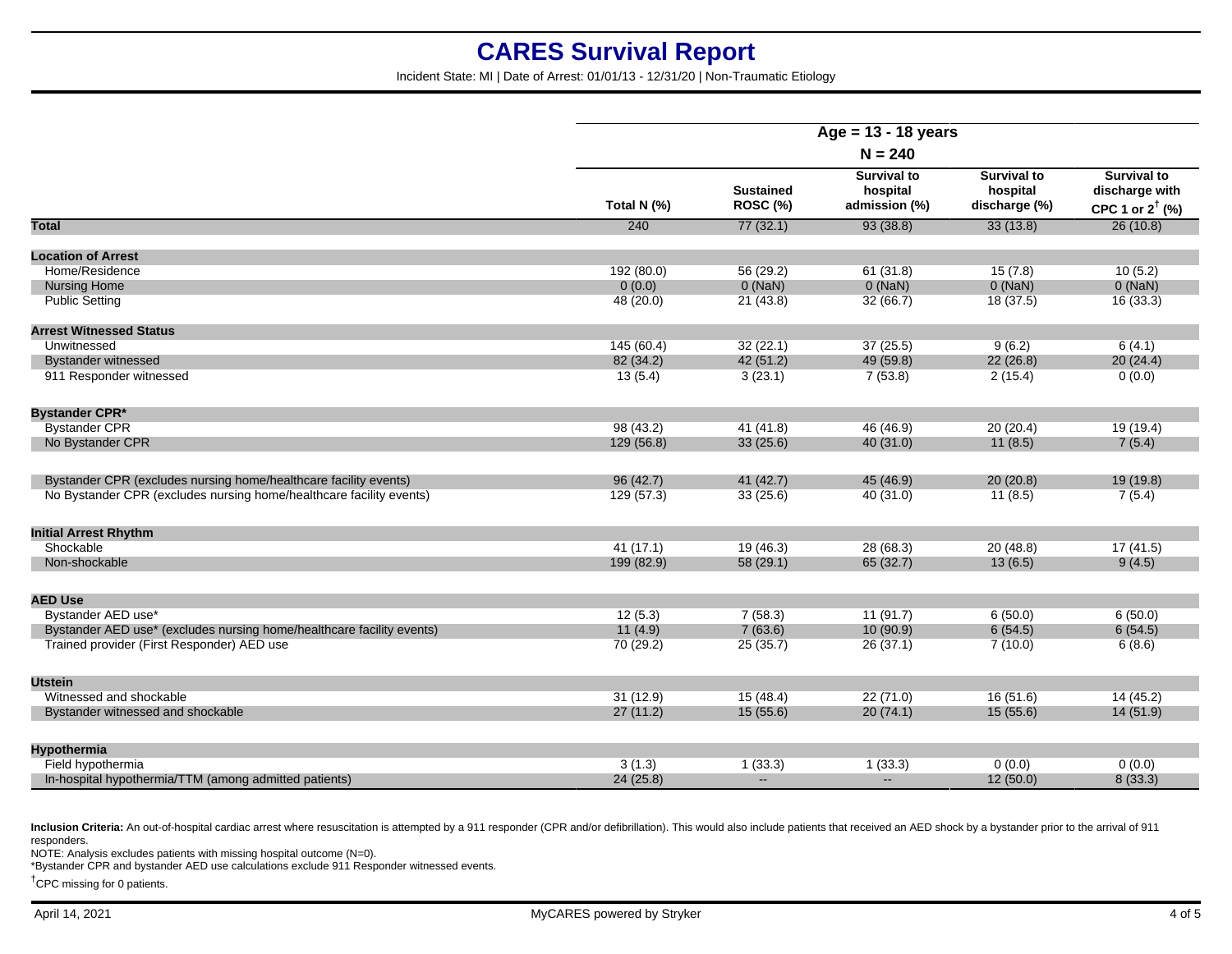# CARES Survival Report

Incident State: MI | Date of Arrest: 01/01/13 - 12/31/20 | Non-Traumatic Etiology

| | Age = 13 - 18 years N = 240 | | | | |
|---|---|---|---|---|---|
| | Total N (%) | Sustained ROSC (%) | Survival to hospital admission (%) | Survival to hospital discharge (%) | Survival to discharge with CPC 1 or 2† (%) |
| **Total** | 240 | 77 (32.1) | 93 (38.8) | 33 (13.8) | 26 (10.8) |
| **Location of Arrest** | | | | | |
| Home/Residence | 192 (80.0) | 56 (29.2) | 61 (31.8) | 15 (7.8) | 10 (5.2) |
| Nursing Home | 0 (0.0) | 0 (NaN) | 0 (NaN) | 0 (NaN) | 0 (NaN) |
| Public Setting | 48 (20.0) | 21 (43.8) | 32 (66.7) | 18 (37.5) | 16 (33.3) |
| **Arrest Witnessed Status** | | | | | |
| Unwitnessed | 145 (60.4) | 32 (22.1) | 37 (25.5) | 9 (6.2) | 6 (4.1) |
| Bystander witnessed | 82 (34.2) | 42 (51.2) | 49 (59.8) | 22 (26.8) | 20 (24.4) |
| 911 Responder witnessed | 13 (5.4) | 3 (23.1) | 7 (53.8) | 2 (15.4) | 0 (0.0) |
| **Bystander CPR*** | | | | | |
| Bystander CPR | 98 (43.2) | 41 (41.8) | 46 (46.9) | 20 (20.4) | 19 (19.4) |
| No Bystander CPR | 129 (56.8) | 33 (25.6) | 40 (31.0) | 11 (8.5) | 7 (5.4) |
| Bystander CPR (excludes nursing home/healthcare facility events) | 96 (42.7) | 41 (42.7) | 45 (46.9) | 20 (20.8) | 19 (19.8) |
| No Bystander CPR (excludes nursing home/healthcare facility events) | 129 (57.3) | 33 (25.6) | 40 (31.0) | 11 (8.5) | 7 (5.4) |
| **Initial Arrest Rhythm** | | | | | |
| Shockable | 41 (17.1) | 19 (46.3) | 28 (68.3) | 20 (48.8) | 17 (41.5) |
| Non-shockable | 199 (82.9) | 58 (29.1) | 65 (32.7) | 13 (6.5) | 9 (4.5) |
| **AED Use** | | | | | |
| Bystander AED use* | 12 (5.3) | 7 (58.3) | 11 (91.7) | 6 (50.0) | 6 (50.0) |
| Bystander AED use* (excludes nursing home/healthcare facility events) | 11 (4.9) | 7 (63.6) | 10 (90.9) | 6 (54.5) | 6 (54.5) |
| Trained provider (First Responder) AED use | 70 (29.2) | 25 (35.7) | 26 (37.1) | 7 (10.0) | 6 (8.6) |
| **Utstein** | | | | | |
| Witnessed and shockable | 31 (12.9) | 15 (48.4) | 22 (71.0) | 16 (51.6) | 14 (45.2) |
| Bystander witnessed and shockable | 27 (11.2) | 15 (55.6) | 20 (74.1) | 15 (55.6) | 14 (51.9) |
| **Hypothermia** | | | | | |
| Field hypothermia | 3 (1.3) | 1 (33.3) | 1 (33.3) | 0 (0.0) | 0 (0.0) |
| In-hospital hypothermia/TTM (among admitted patients) | 24 (25.8) | -- | -- | 12 (50.0) | 8 (33.3) |

**Inclusion Criteria:** An out-of-hospital cardiac arrest where resuscitation is attempted by a 911 responder (CPR and/or defibrillation). This would also include patients that received an AED shock by a bystander prior to the arrival of 911 responders.

NOTE: Analysis excludes patients with missing hospital outcome (N=0).

*Bystander CPR and bystander AED use calculations exclude 911 Responder witnessed events.

†CPC missing for 0 patients.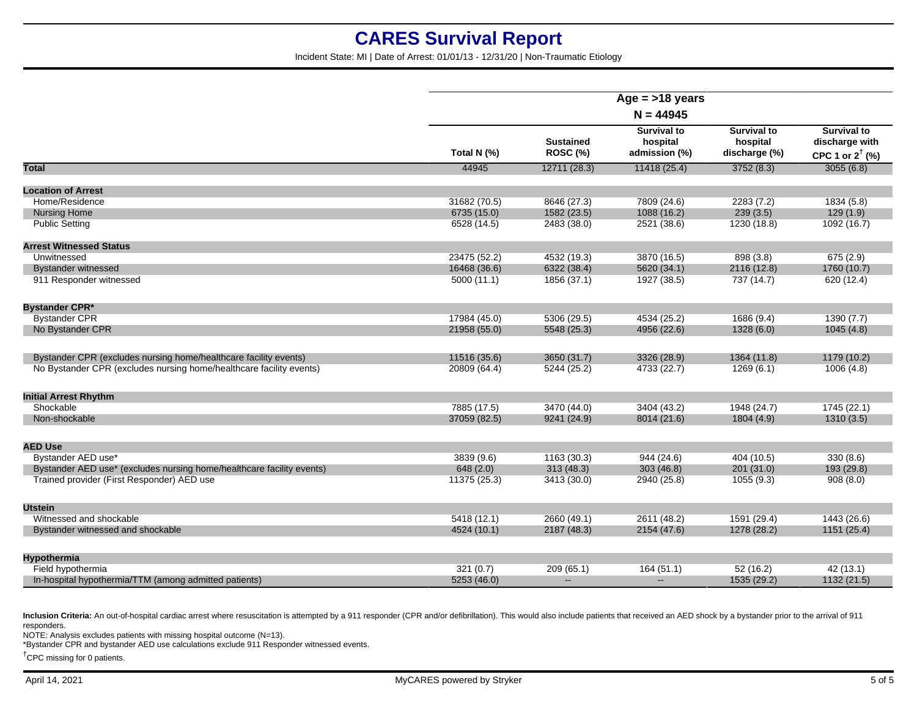# CARES Survival Report

Incident State: MI | Date of Arrest: 01/01/13 - 12/31/20 | Non-Traumatic Etiology

| | Age = >18 years | | | | |
|---|---|---|---|---|---|
| | N = 44945 | | | | |
| | Total N (%) | Sustained ROSC (%) | Survival to hospital admission (%) | Survival to hospital discharge (%) | Survival to discharge with CPC 1 or 2[†] (%) |
| **Total** | 44945 | 12711 (28.3) | 11418 (25.4) | 3752 (8.3) | 3055 (6.8) |
| **Location of Arrest** | | | | | |
| Home/Residence | 31682 (70.5) | 8646 (27.3) | 7809 (24.6) | 2283 (7.2) | 1834 (5.8) |
| Nursing Home | 6735 (15.0) | 1582 (23.5) | 1088 (16.2) | 239 (3.5) | 129 (1.9) |
| Public Setting | 6528 (14.5) | 2483 (38.0) | 2521 (38.6) | 1230 (18.8) | 1092 (16.7) |
| **Arrest Witnessed Status** | | | | | |
| Unwitnessed | 23475 (52.2) | 4532 (19.3) | 3870 (16.5) | 898 (3.8) | 675 (2.9) |
| Bystander witnessed | 16468 (36.6) | 6322 (38.4) | 5620 (34.1) | 2116 (12.8) | 1760 (10.7) |
| 911 Responder witnessed | 5000 (11.1) | 1856 (37.1) | 1927 (38.5) | 737 (14.7) | 620 (12.4) |
| **Bystander CPR*** | | | | | |
| Bystander CPR | 17984 (45.0) | 5306 (29.5) | 4534 (25.2) | 1686 (9.4) | 1390 (7.7) |
| No Bystander CPR | 21958 (55.0) | 5548 (25.3) | 4956 (22.6) | 1328 (6.0) | 1045 (4.8) |
| Bystander CPR (excludes nursing home/healthcare facility events) | 11516 (35.6) | 3650 (31.7) | 3326 (28.9) | 1364 (11.8) | 1179 (10.2) |
| No Bystander CPR (excludes nursing home/healthcare facility events) | 20809 (64.4) | 5244 (25.2) | 4733 (22.7) | 1269 (6.1) | 1006 (4.8) |
| **Initial Arrest Rhythm** | | | | | |
| Shockable | 7885 (17.5) | 3470 (44.0) | 3404 (43.2) | 1948 (24.7) | 1745 (22.1) |
| Non-shockable | 37059 (82.5) | 9241 (24.9) | 8014 (21.6) | 1804 (4.9) | 1310 (3.5) |
| **AED Use** | | | | | |
| Bystander AED use* | 3839 (9.6) | 1163 (30.3) | 944 (24.6) | 404 (10.5) | 330 (8.6) |
| Bystander AED use* (excludes nursing home/healthcare facility events) | 648 (2.0) | 313 (48.3) | 303 (46.8) | 201 (31.0) | 193 (29.8) |
| Trained provider (First Responder) AED use | 11375 (25.3) | 3413 (30.0) | 2940 (25.8) | 1055 (9.3) | 908 (8.0) |
| **Utstein** | | | | | |
| Witnessed and shockable | 5418 (12.1) | 2660 (49.1) | 2611 (48.2) | 1591 (29.4) | 1443 (26.6) |
| Bystander witnessed and shockable | 4524 (10.1) | 2187 (48.3) | 2154 (47.6) | 1278 (28.2) | 1151 (25.4) |
| **Hypothermia** | | | | | |
| Field hypothermia | 321 (0.7) | 209 (65.1) | 164 (51.1) | 52 (16.2) | 42 (13.1) |
| In-hospital hypothermia/TTM (among admitted patients) | 5253 (46.0) | -- | -- | 1535 (29.2) | 1132 (21.5) |

**Inclusion Criteria:** An out-of-hospital cardiac arrest where resuscitation is attempted by a 911 responder (CPR and/or defibrillation). This would also include patients that received an AED shock by a bystander prior to the arrival of 911 responders.

NOTE: Analysis excludes patients with missing hospital outcome (N=13).

*Bystander CPR and bystander AED use calculations exclude 911 Responder witnessed events.

[†]CPC missing for 0 patients.

April 14, 2021

MyCARES powered by Stryker